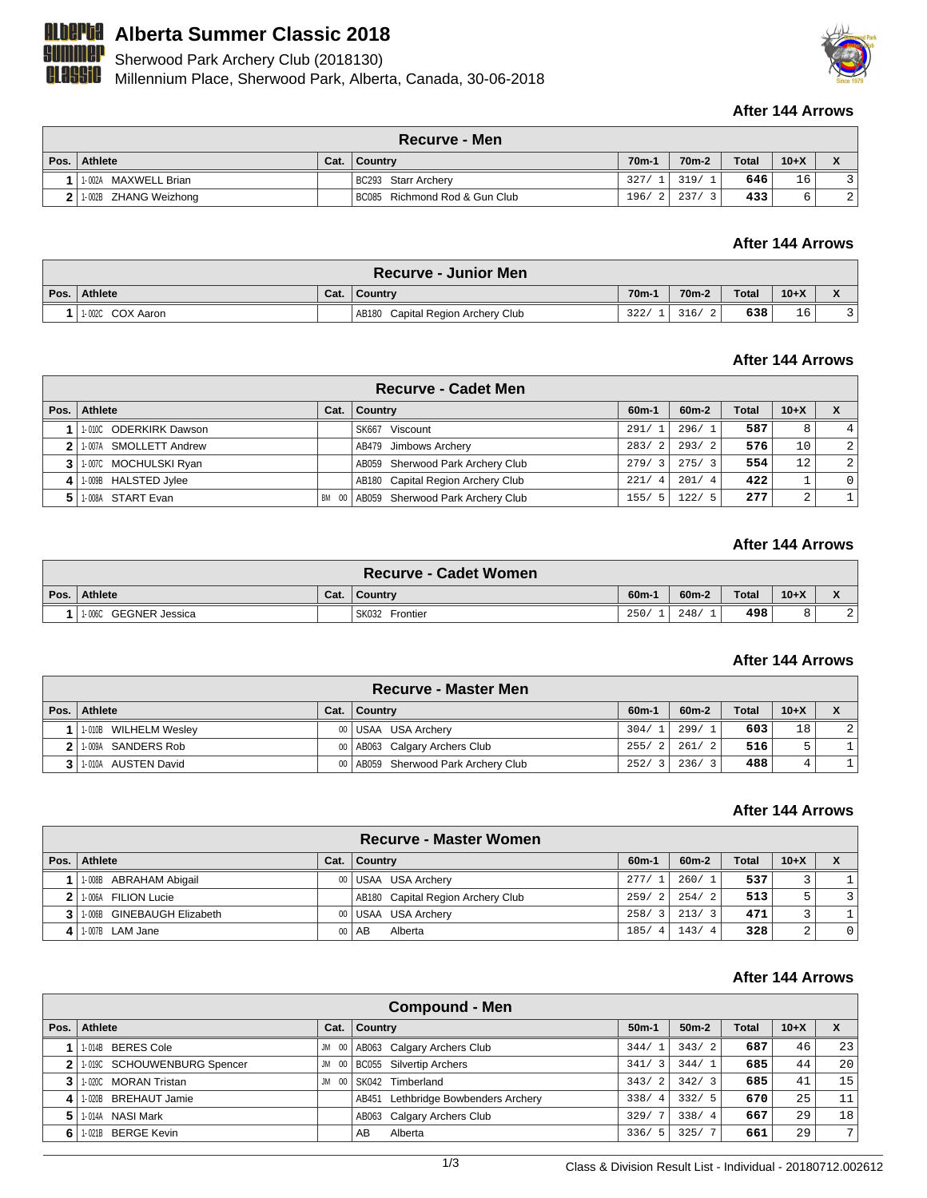# Alberta Summer Classic 2018

Sherwood Park Archery Club (2018130)
Millennium Place, Sherwood Park, Alberta, Canada, 30-06-2018

**After 144 Arrows**

### Recurve - Men

| Pos. | Athlete | Cat. | Country | 70m-1 | 70m-2 | Total | 10+X | X |
|---|---|---|---|---|---|---|---|---|
| 1 | 1-002A MAXWELL Brian | | BC293 Starr Archery | 327/ 1 | 319/ 1 | 646 | 16 | 3 |
| 2 | 1-002B ZHANG Weizhong | | BC085 Richmond Rod & Gun Club | 196/ 2 | 237/ 3 | 433 | 6 | 2 |

**After 144 Arrows**

### Recurve - Junior Men

| Pos. | Athlete | Cat. | Country | 70m-1 | 70m-2 | Total | 10+X | X |
|---|---|---|---|---|---|---|---|---|
| 1 | 1-002C COX Aaron | | AB180 Capital Region Archery Club | 322/ 1 | 316/ 2 | 638 | 16 | 3 |

**After 144 Arrows**

### Recurve - Cadet Men

| Pos. | Athlete | Cat. | Country | 60m-1 | 60m-2 | Total | 10+X | X |
|---|---|---|---|---|---|---|---|---|
| 1 | 1-010C ODERKIRK Dawson | | SK667 Viscount | 291/ 1 | 296/ 1 | 587 | 8 | 4 |
| 2 | 1-007A SMOLLETT Andrew | | AB479 Jimbows Archery | 283/ 2 | 293/ 2 | 576 | 10 | 2 |
| 3 | 1-007C MOCHULSKI Ryan | | AB059 Sherwood Park Archery Club | 279/ 3 | 275/ 3 | 554 | 12 | 2 |
| 4 | 1-009B HALSTED Jylee | | AB180 Capital Region Archery Club | 221/ 4 | 201/ 4 | 422 | 1 | 0 |
| 5 | 1-008A START Evan | BM 00 | AB059 Sherwood Park Archery Club | 155/ 5 | 122/ 5 | 277 | 2 | 1 |

**After 144 Arrows**

### Recurve - Cadet Women

| Pos. | Athlete | Cat. | Country | 60m-1 | 60m-2 | Total | 10+X | X |
|---|---|---|---|---|---|---|---|---|
| 1 | 1-006C GEGNER Jessica | | SK032 Frontier | 250/ 1 | 248/ 1 | 498 | 8 | 2 |

**After 144 Arrows**

### Recurve - Master Men

| Pos. | Athlete | Cat. | Country | 60m-1 | 60m-2 | Total | 10+X | X |
|---|---|---|---|---|---|---|---|---|
| 1 | 1-010B WILHELM Wesley | 00 | USAA USA Archery | 304/ 1 | 299/ 1 | 603 | 18 | 2 |
| 2 | 1-009A SANDERS Rob | 00 | AB063 Calgary Archers Club | 255/ 2 | 261/ 2 | 516 | 5 | 1 |
| 3 | 1-010A AUSTEN David | 00 | AB059 Sherwood Park Archery Club | 252/ 3 | 236/ 3 | 488 | 4 | 1 |

**After 144 Arrows**

### Recurve - Master Women

| Pos. | Athlete | Cat. | Country | 60m-1 | 60m-2 | Total | 10+X | X |
|---|---|---|---|---|---|---|---|---|
| 1 | 1-008B ABRAHAM Abigail | 00 | USAA USA Archery | 277/ 1 | 260/ 1 | 537 | 3 | 1 |
| 2 | 1-006A FILION Lucie | | AB180 Capital Region Archery Club | 259/ 2 | 254/ 2 | 513 | 5 | 3 |
| 3 | 1-006B GINEBAUGH Elizabeth | 00 | USAA USA Archery | 258/ 3 | 213/ 3 | 471 | 3 | 1 |
| 4 | 1-007B LAM Jane | 00 | AB Alberta | 185/ 4 | 143/ 4 | 328 | 2 | 0 |

**After 144 Arrows**

### Compound - Men

| Pos. | Athlete | Cat. | Country | 50m-1 | 50m-2 | Total | 10+X | X |
|---|---|---|---|---|---|---|---|---|
| 1 | 1-014B BERES Cole | JM 00 | AB063 Calgary Archers Club | 344/ 1 | 343/ 2 | 687 | 46 | 23 |
| 2 | 1-019C SCHOUWENBURG Spencer | JM 00 | BC055 Silvertip Archers | 341/ 3 | 344/ 1 | 685 | 44 | 20 |
| 3 | 1-020C MORAN Tristan | JM 00 | SK042 Timberland | 343/ 2 | 342/ 3 | 685 | 41 | 15 |
| 4 | 1-020B BREHAUT Jamie | | AB451 Lethbridge Bowbenders Archery | 338/ 4 | 332/ 5 | 670 | 25 | 11 |
| 5 | 1-014A NASI Mark | | AB063 Calgary Archers Club | 329/ 7 | 338/ 4 | 667 | 29 | 18 |
| 6 | 1-021B BERGE Kevin | | AB Alberta | 336/ 5 | 325/ 7 | 661 | 29 | 7 |

Class & Division Result List - Individual - 20180712.002612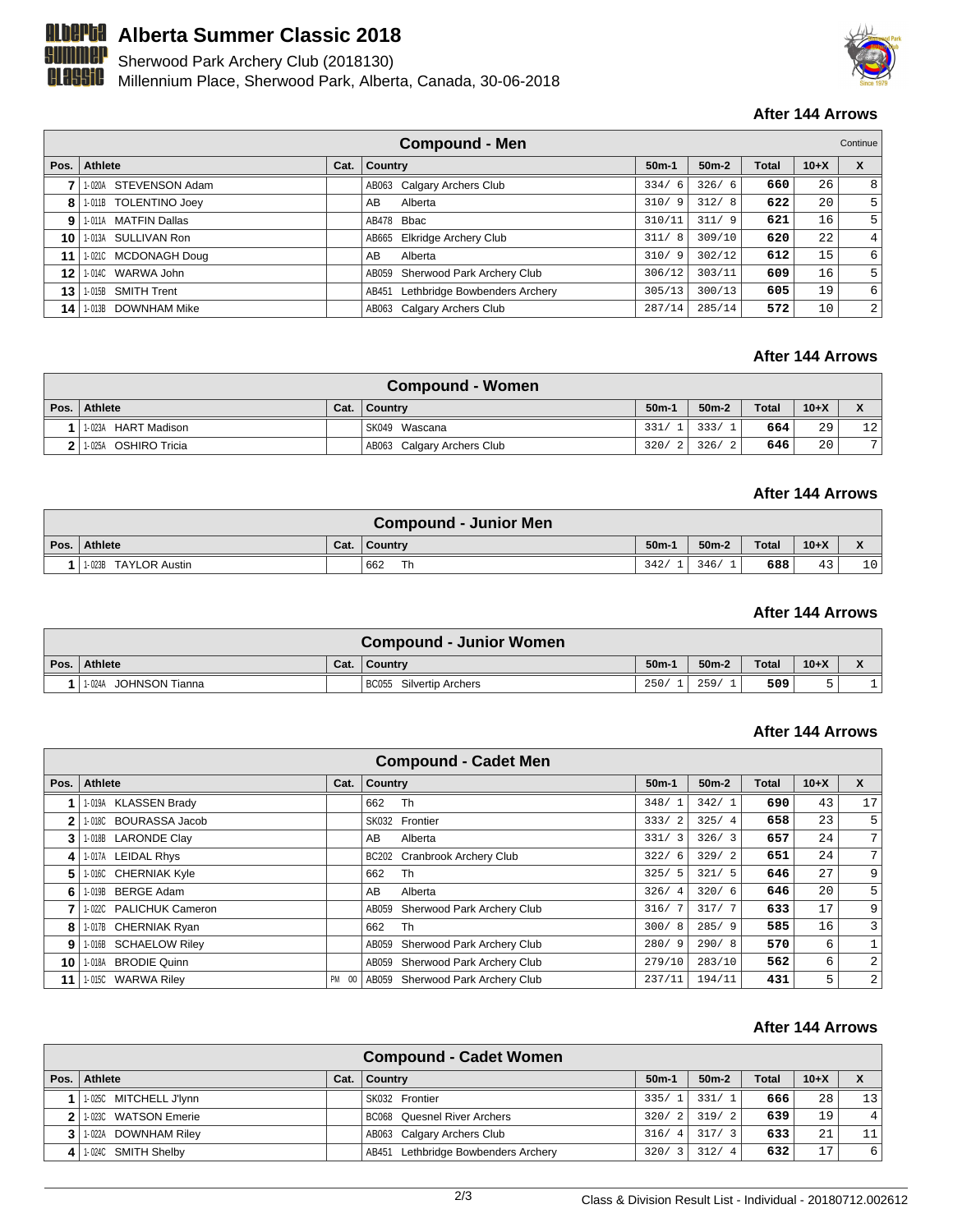# Alberta Summer Classic 2018

Sherwood Park Archery Club (2018130)
Millennium Place, Sherwood Park, Alberta, Canada, 30-06-2018

**After 144 Arrows**

| Compound - Men | | | | | | | | Continue |
|---|---|---|---|---|---|---|---|---|
| Pos. | Athlete | Cat. | Country | 50m-1 | 50m-2 | Total | 10+X | X |
| 7 | 1-020A STEVENSON Adam | | AB063 Calgary Archers Club | 334/ 6 | 326/ 6 | 660 | 26 | 8 |
| 8 | 1-011B TOLENTINO Joey | | AB Alberta | 310/ 9 | 312/ 8 | 622 | 20 | 5 |
| 9 | 1-011A MATFIN Dallas | | AB478 Bbac | 310/11 | 311/ 9 | 621 | 16 | 5 |
| 10 | 1-013A SULLIVAN Ron | | AB665 Elkridge Archery Club | 311/ 8 | 309/10 | 620 | 22 | 4 |
| 11 | 1-021C MCDONAGH Doug | | AB Alberta | 310/ 9 | 302/12 | 612 | 15 | 6 |
| 12 | 1-014C WARWA John | | AB059 Sherwood Park Archery Club | 306/12 | 303/11 | 609 | 16 | 5 |
| 13 | 1-015B SMITH Trent | | AB451 Lethbridge Bowbenders Archery | 305/13 | 300/13 | 605 | 19 | 6 |
| 14 | 1-013B DOWNHAM Mike | | AB063 Calgary Archers Club | 287/14 | 285/14 | 572 | 10 | 2 |

**After 144 Arrows**

| Compound - Women | | | | | | | | |
|---|---|---|---|---|---|---|---|---|
| Pos. | Athlete | Cat. | Country | 50m-1 | 50m-2 | Total | 10+X | X |
| 1 | 1-023A HART Madison | | SK049 Wascana | 331/ 1 | 333/ 1 | 664 | 29 | 12 |
| 2 | 1-025A OSHIRO Tricia | | AB063 Calgary Archers Club | 320/ 2 | 326/ 2 | 646 | 20 | 7 |

**After 144 Arrows**

| Compound - Junior Men | | | | | | | | |
|---|---|---|---|---|---|---|---|---|
| Pos. | Athlete | Cat. | Country | 50m-1 | 50m-2 | Total | 10+X | X |
| 1 | 1-023B TAYLOR Austin | | 662 Th | 342/ 1 | 346/ 1 | 688 | 43 | 10 |

**After 144 Arrows**

| Compound - Junior Women | | | | | | | | |
|---|---|---|---|---|---|---|---|---|
| Pos. | Athlete | Cat. | Country | 50m-1 | 50m-2 | Total | 10+X | X |
| 1 | 1-024A JOHNSON Tianna | | BC055 Silvertip Archers | 250/ 1 | 259/ 1 | 509 | 5 | 1 |

**After 144 Arrows**

| Compound - Cadet Men | | | | | | | | |
|---|---|---|---|---|---|---|---|---|
| Pos. | Athlete | Cat. | Country | 50m-1 | 50m-2 | Total | 10+X | X |
| 1 | 1-019A KLASSEN Brady | | 662 Th | 348/ 1 | 342/ 1 | 690 | 43 | 17 |
| 2 | 1-018C BOURASSA Jacob | | SK032 Frontier | 333/ 2 | 325/ 4 | 658 | 23 | 5 |
| 3 | 1-018B LARONDE Clay | | AB Alberta | 331/ 3 | 326/ 3 | 657 | 24 | 7 |
| 4 | 1-017A LEIDAL Rhys | | BC202 Cranbrook Archery Club | 322/ 6 | 329/ 2 | 651 | 24 | 7 |
| 5 | 1-016C CHERNIAK Kyle | | 662 Th | 325/ 5 | 321/ 5 | 646 | 27 | 9 |
| 6 | 1-019B BERGE Adam | | AB Alberta | 326/ 4 | 320/ 6 | 646 | 20 | 5 |
| 7 | 1-022C PALICHUK Cameron | | AB059 Sherwood Park Archery Club | 316/ 7 | 317/ 7 | 633 | 17 | 9 |
| 8 | 1-017B CHERNIAK Ryan | | 662 Th | 300/ 8 | 285/ 9 | 585 | 16 | 3 |
| 9 | 1-016B SCHAELOW Riley | | AB059 Sherwood Park Archery Club | 280/ 9 | 290/ 8 | 570 | 6 | 1 |
| 10 | 1-018A BRODIE Quinn | | AB059 Sherwood Park Archery Club | 279/10 | 283/10 | 562 | 6 | 2 |
| 11 | 1-015C WARWA Riley | PM 00 | AB059 Sherwood Park Archery Club | 237/11 | 194/11 | 431 | 5 | 2 |

**After 144 Arrows**

| Compound - Cadet Women | | | | | | | | |
|---|---|---|---|---|---|---|---|---|
| Pos. | Athlete | Cat. | Country | 50m-1 | 50m-2 | Total | 10+X | X |
| 1 | 1-025C MITCHELL J'lynn | | SK032 Frontier | 335/ 1 | 331/ 1 | 666 | 28 | 13 |
| 2 | 1-023C WATSON Emerie | | BC068 Quesnel River Archers | 320/ 2 | 319/ 2 | 639 | 19 | 4 |
| 3 | 1-022A DOWNHAM Riley | | AB063 Calgary Archers Club | 316/ 4 | 317/ 3 | 633 | 21 | 11 |
| 4 | 1-024C SMITH Shelby | | AB451 Lethbridge Bowbenders Archery | 320/ 3 | 312/ 4 | 632 | 17 | 6 |

Class & Division Result List - Individual - 20180712.002612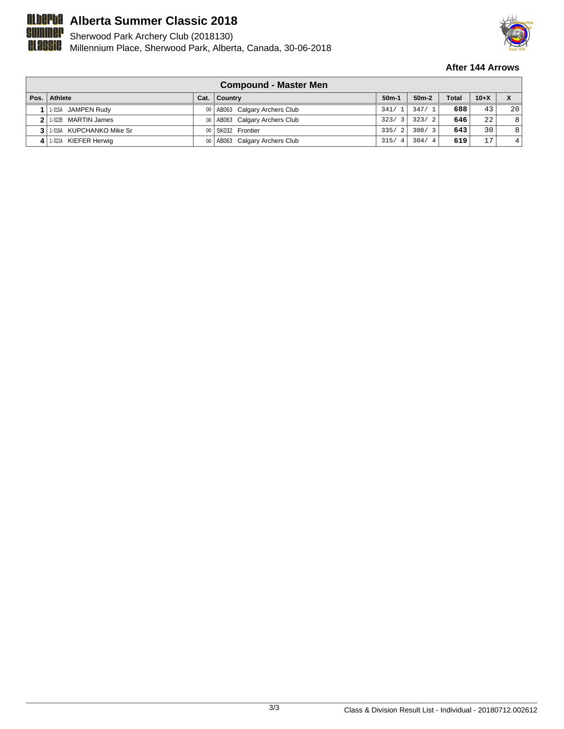# Alberta Summer Classic 2018

Sherwood Park Archery Club (2018130)

Millennium Place, Sherwood Park, Alberta, Canada, 30-06-2018

**After 144 Arrows**

## Compound - Master Men

| Pos. | Athlete | Cat. | Country | 50m-1 | 50m-2 | Total | 10+X | X |
|---|---|---|---|---|---|---|---|---|
| 1 | 1-015A JAMPEN Rudy | 00 | AB063 Calgary Archers Club | 341/ 1 | 347/ 1 | **688** | 43 | 20 |
| 2 | 1-022B MARTIN James | 00 | AB063 Calgary Archers Club | 323/ 3 | 323/ 2 | **646** | 22 | 8 |
| 3 | 1-016A KUPCHANKO Mike Sr | 00 | SK032 Frontier | 335/ 2 | 308/ 3 | **643** | 30 | 8 |
| 4 | 1-021A KIEFER Herwig | 00 | AB063 Calgary Archers Club | 315/ 4 | 304/ 4 | **619** | 17 | 4 |

Class & Division Result List - Individual - 20180712.002612